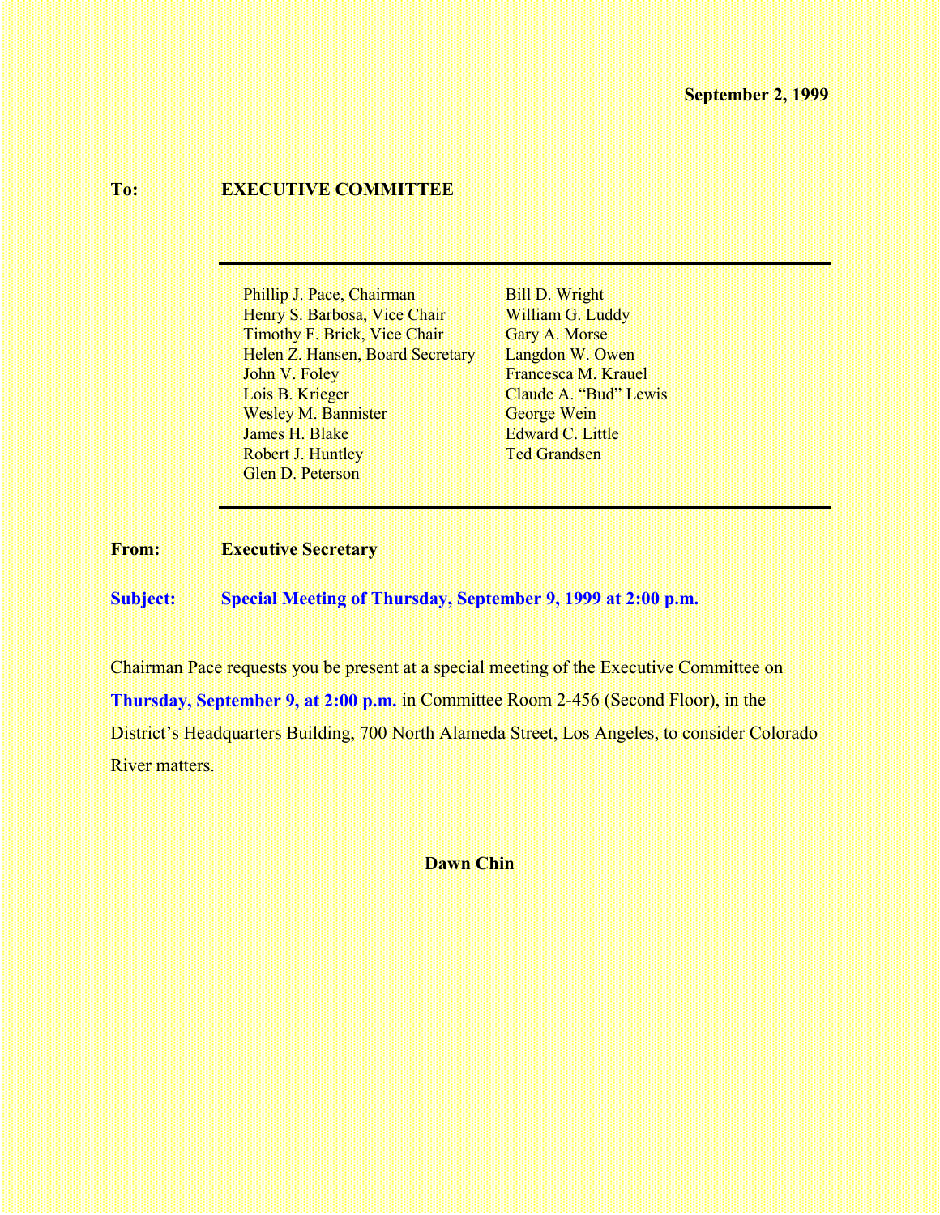**September 2, 1999**

**To:** **EXECUTIVE COMMITTEE**

---

Phillip J. Pace, Chairman
Henry S. Barbosa, Vice Chair
Timothy F. Brick, Vice Chair
Helen Z. Hansen, Board Secretary
John V. Foley
Lois B. Krieger
Wesley M. Bannister
James H. Blake
Robert J. Huntley
Glen D. Peterson
Bill D. Wright
William G. Luddy
Gary A. Morse
Langdon W. Owen
Francesca M. Krauel
Claude A. "Bud" Lewis
George Wein
Edward C. Little
Ted Grandsen

---

**From:** **Executive Secretary**

**Subject:** **Special Meeting of Thursday, September 9, 1999 at 2:00 p.m.**

Chairman Pace requests you be present at a special meeting of the Executive Committee on **Thursday, September 9, at 2:00 p.m.** in Committee Room 2-456 (Second Floor), in the District's Headquarters Building, 700 North Alameda Street, Los Angeles, to consider Colorado River matters.

**Dawn Chin**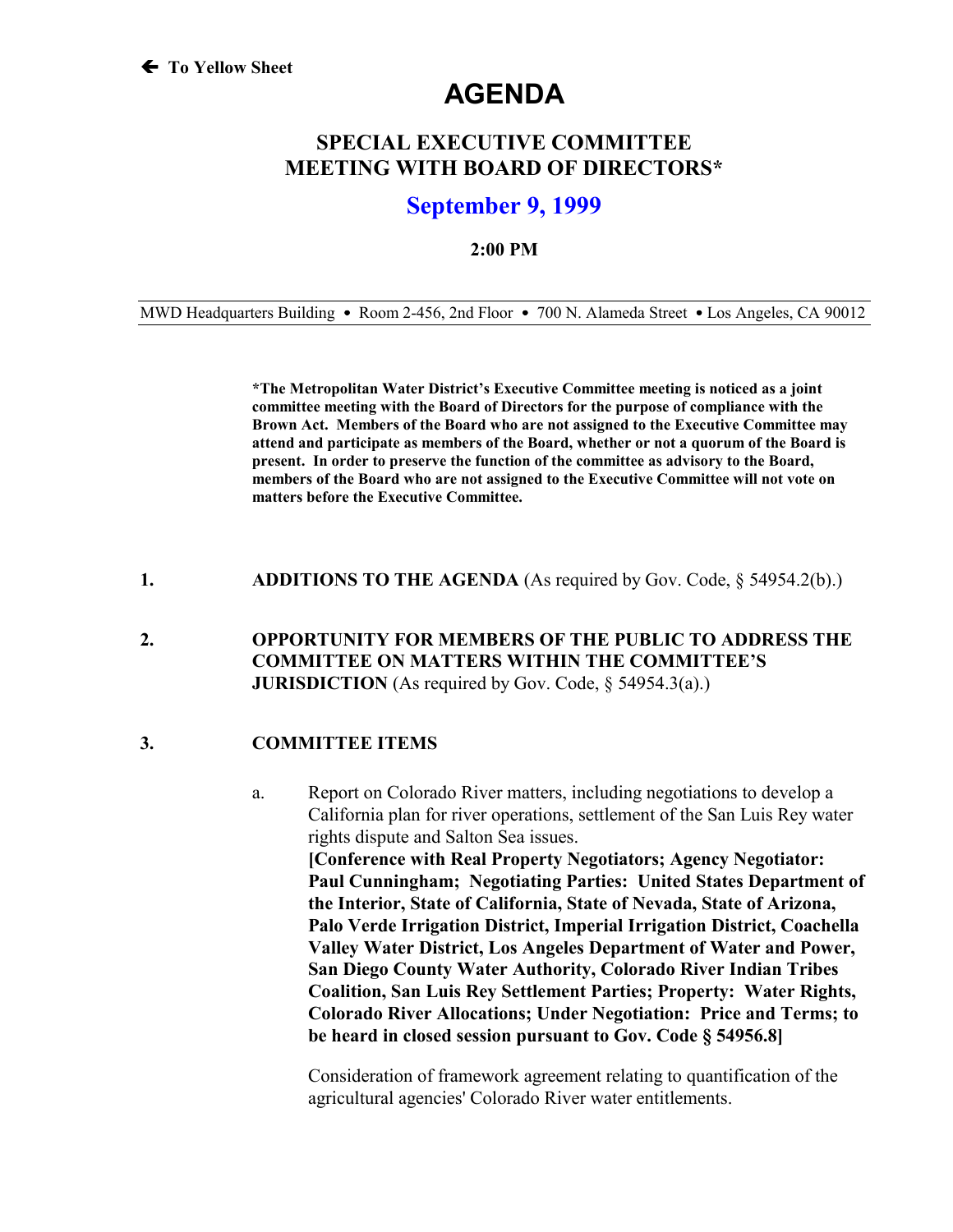← To Yellow Sheet

# AGENDA

## SPECIAL EXECUTIVE COMMITTEE MEETING WITH BOARD OF DIRECTORS*

## September 9, 1999

**2:00 PM**

MWD Headquarters Building • Room 2-456, 2nd Floor • 700 N. Alameda Street • Los Angeles, CA 90012

**\*The Metropolitan Water District's Executive Committee meeting is noticed as a joint committee meeting with the Board of Directors for the purpose of compliance with the Brown Act. Members of the Board who are not assigned to the Executive Committee may attend and participate as members of the Board, whether or not a quorum of the Board is present. In order to preserve the function of the committee as advisory to the Board, members of the Board who are not assigned to the Executive Committee will not vote on matters before the Executive Committee.**

1. **ADDITIONS TO THE AGENDA** (As required by Gov. Code, § 54954.2(b).)

2. **OPPORTUNITY FOR MEMBERS OF THE PUBLIC TO ADDRESS THE COMMITTEE ON MATTERS WITHIN THE COMMITTEE'S JURISDICTION** (As required by Gov. Code, § 54954.3(a).)

3. **COMMITTEE ITEMS**

   a. Report on Colorado River matters, including negotiations to develop a California plan for river operations, settlement of the San Luis Rey water rights dispute and Salton Sea issues.
   **[Conference with Real Property Negotiators; Agency Negotiator: Paul Cunningham; Negotiating Parties: United States Department of the Interior, State of California, State of Nevada, State of Arizona, Palo Verde Irrigation District, Imperial Irrigation District, Coachella Valley Water District, Los Angeles Department of Water and Power, San Diego County Water Authority, Colorado River Indian Tribes Coalition, San Luis Rey Settlement Parties; Property: Water Rights, Colorado River Allocations; Under Negotiation: Price and Terms; to be heard in closed session pursuant to Gov. Code § 54956.8]**

   Consideration of framework agreement relating to quantification of the agricultural agencies' Colorado River water entitlements.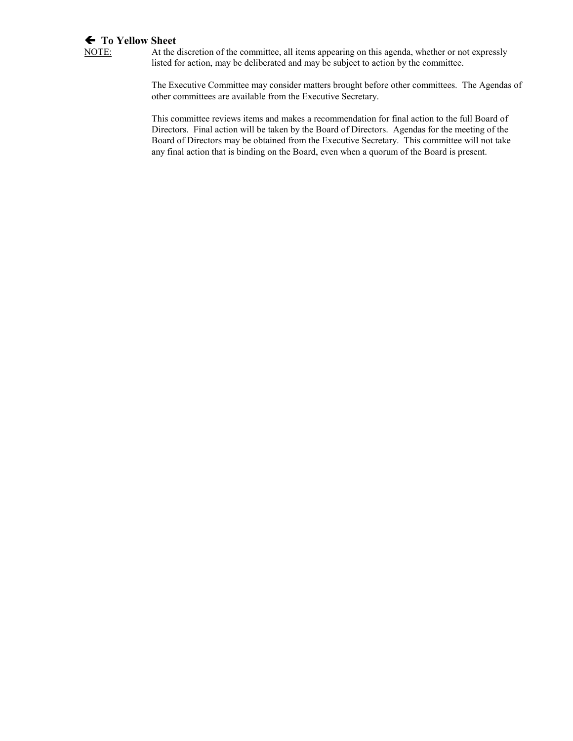**← To Yellow Sheet**

NOTE: At the discretion of the committee, all items appearing on this agenda, whether or not expressly listed for action, may be deliberated and may be subject to action by the committee.

The Executive Committee may consider matters brought before other committees. The Agendas of other committees are available from the Executive Secretary.

This committee reviews items and makes a recommendation for final action to the full Board of Directors. Final action will be taken by the Board of Directors. Agendas for the meeting of the Board of Directors may be obtained from the Executive Secretary. This committee will not take any final action that is binding on the Board, even when a quorum of the Board is present.